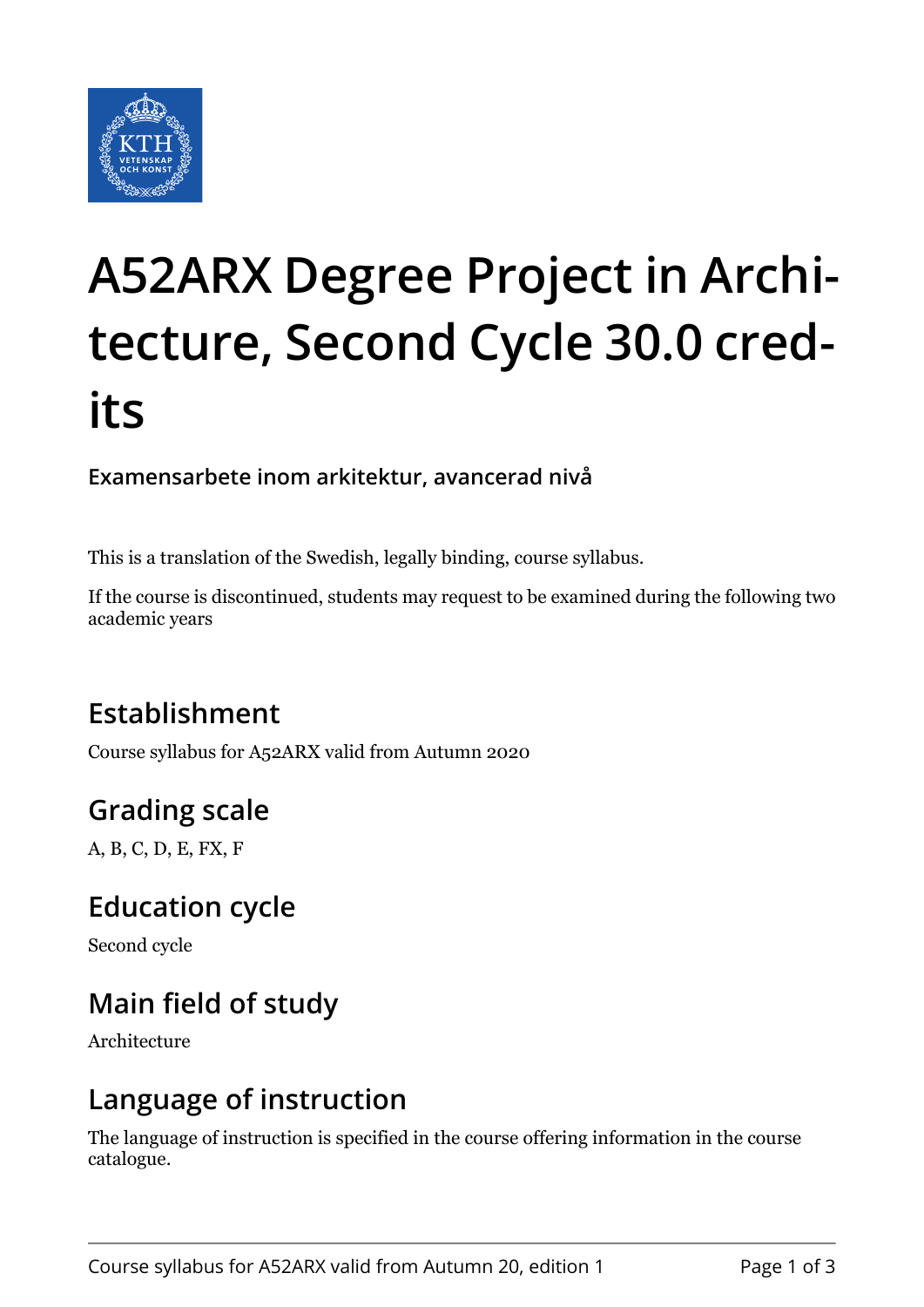# A52ARX Degree Project in Architecture, Second Cycle 30.0 credits

**Examensarbete inom arkitektur, avancerad nivå**

This is a translation of the Swedish, legally binding, course syllabus.

If the course is discontinued, students may request to be examined during the following two academic years

## Establishment

Course syllabus for A52ARX valid from Autumn 2020

## Grading scale

A, B, C, D, E, FX, F

## Education cycle

Second cycle

## Main field of study

Architecture

## Language of instruction

The language of instruction is specified in the course offering information in the course catalogue.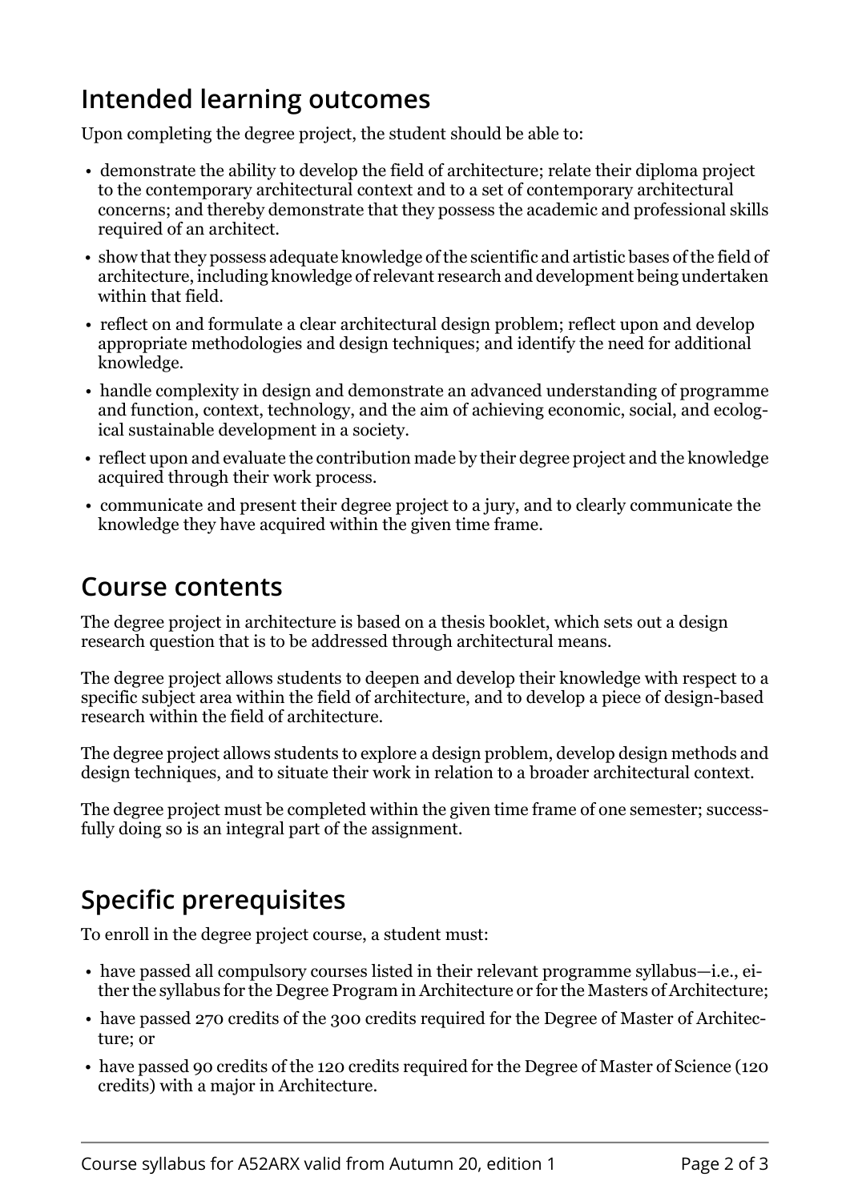## Intended learning outcomes

Upon completing the degree project, the student should be able to:

- demonstrate the ability to develop the field of architecture; relate their diploma project to the contemporary architectural context and to a set of contemporary architectural concerns; and thereby demonstrate that they possess the academic and professional skills required of an architect.
- show that they possess adequate knowledge of the scientific and artistic bases of the field of architecture, including knowledge of relevant research and development being undertaken within that field.
- reflect on and formulate a clear architectural design problem; reflect upon and develop appropriate methodologies and design techniques; and identify the need for additional knowledge.
- handle complexity in design and demonstrate an advanced understanding of programme and function, context, technology, and the aim of achieving economic, social, and ecological sustainable development in a society.
- reflect upon and evaluate the contribution made by their degree project and the knowledge acquired through their work process.
- communicate and present their degree project to a jury, and to clearly communicate the knowledge they have acquired within the given time frame.

## Course contents

The degree project in architecture is based on a thesis booklet, which sets out a design research question that is to be addressed through architectural means.

The degree project allows students to deepen and develop their knowledge with respect to a specific subject area within the field of architecture, and to develop a piece of design-based research within the field of architecture.

The degree project allows students to explore a design problem, develop design methods and design techniques, and to situate their work in relation to a broader architectural context.

The degree project must be completed within the given time frame of one semester; successfully doing so is an integral part of the assignment.

## Specific prerequisites

To enroll in the degree project course, a student must:

- have passed all compulsory courses listed in their relevant programme syllabus—i.e., either the syllabus for the Degree Program in Architecture or for the Masters of Architecture;
- have passed 270 credits of the 300 credits required for the Degree of Master of Architecture; or
- have passed 90 credits of the 120 credits required for the Degree of Master of Science (120 credits) with a major in Architecture.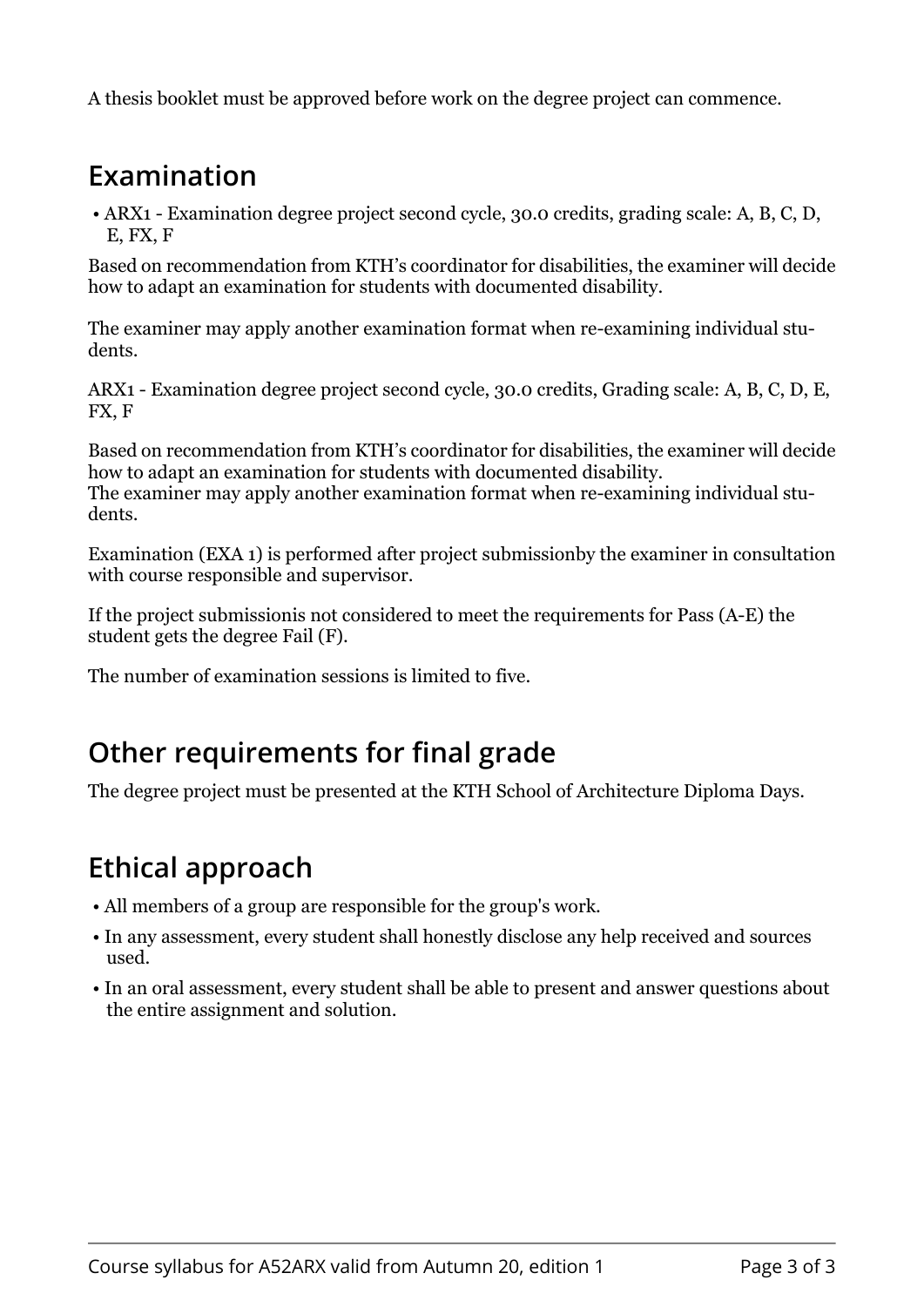A thesis booklet must be approved before work on the degree project can commence.

## Examination

- ARX1 - Examination degree project second cycle, 30.0 credits, grading scale: A, B, C, D, E, FX, F

Based on recommendation from KTH's coordinator for disabilities, the examiner will decide how to adapt an examination for students with documented disability.

The examiner may apply another examination format when re-examining individual students.

ARX1 - Examination degree project second cycle, 30.0 credits, Grading scale: A, B, C, D, E, FX, F

Based on recommendation from KTH's coordinator for disabilities, the examiner will decide how to adapt an examination for students with documented disability.
The examiner may apply another examination format when re-examining individual students.

Examination (EXA 1) is performed after project submissionby the examiner in consultation with course responsible and supervisor.

If the project submissionis not considered to meet the requirements for Pass (A-E) the student gets the degree Fail (F).

The number of examination sessions is limited to five.

## Other requirements for final grade

The degree project must be presented at the KTH School of Architecture Diploma Days.

## Ethical approach

- All members of a group are responsible for the group's work.
- In any assessment, every student shall honestly disclose any help received and sources used.
- In an oral assessment, every student shall be able to present and answer questions about the entire assignment and solution.